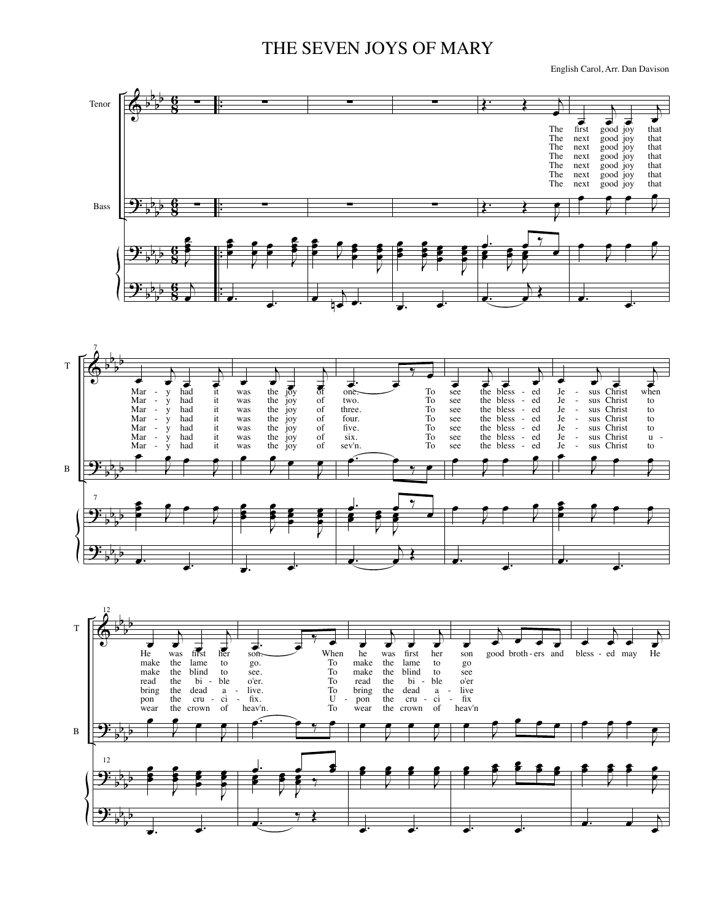# THE SEVEN JOYS OF MARY

English Carol, Arr. Dan Davison

1. The first good joy that Mary had it was the joy of one. To see the blessed Jesus Christ when He was first her son. When he was first her son good brothers and blessed may He
2. The next good joy that Mary had it was the joy of two. To see the blessed Jesus Christ to make the lame to go. To make the lame to go
3. The next good joy that Mary had it was the joy of three. To see the blessed Jesus Christ to make the blind to see. To make the blind to see
4. The next good joy that Mary had it was the joy of four. To see the blessed Jesus Christ to read the bible o'er. To read the bible o'er
5. The next good joy that Mary had it was the joy of five. To see the blessed Jesus Christ to bring the dead alive. To bring the dead alive
6. The next good joy that Mary had it was the joy of six. To see the blessed Jesus Christ upon the crucifix. Upon the crucifix
7. The next good joy that Mary had it was the joy of sev'n. To see the blessed Jesus Christ to wear the crown of heav'n. To wear the crown of heav'n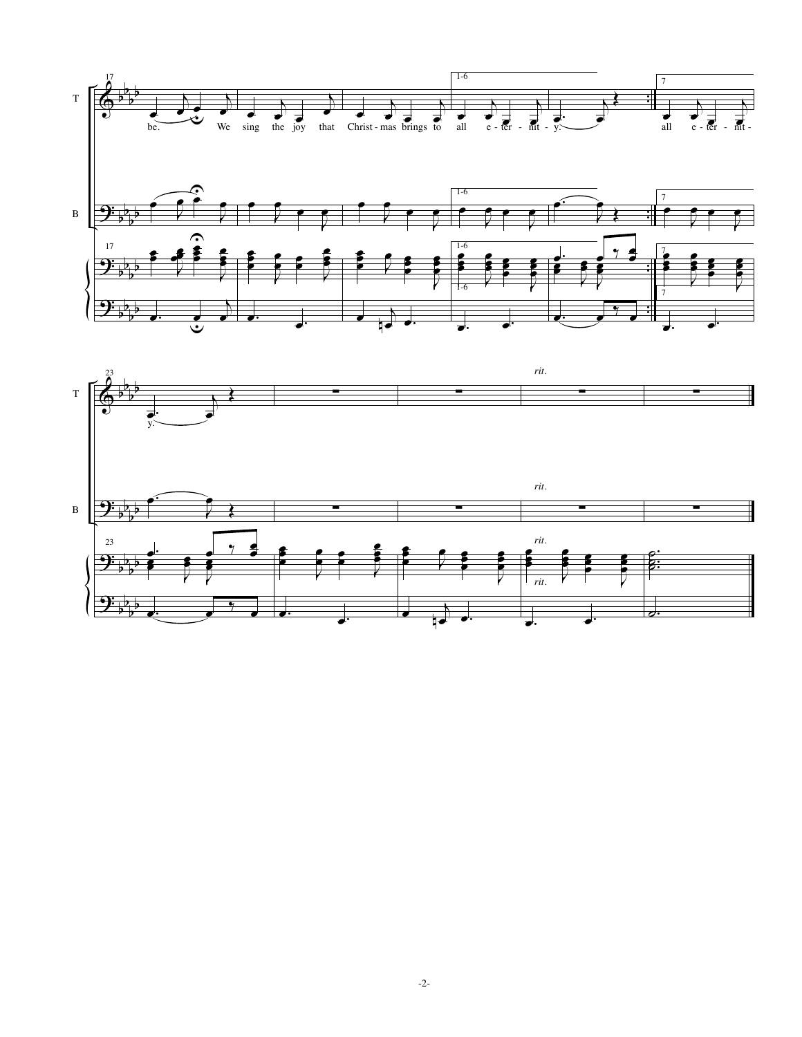17

T

be. We sing the joy that Christ - mas brings to all e - ter - nit - y.

1-6

7

all e - ter - nit -

B

23

y.

rit.